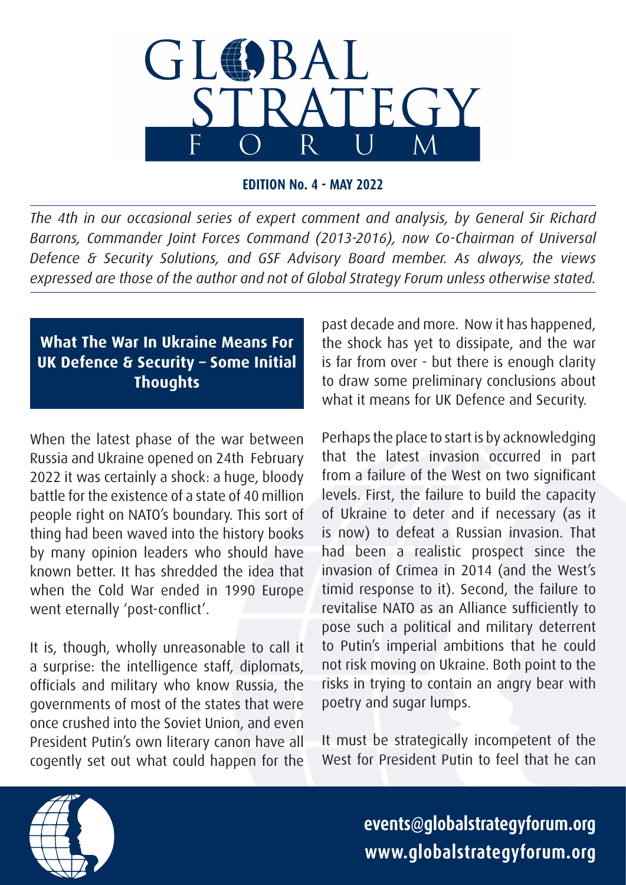# GLOBAL STRATEGY FORUM

**EDITION No. 4 - MAY 2022**

*The 4th in our occasional series of expert comment and analysis, by General Sir Richard Barrons, Commander Joint Forces Command (2013-2016), now Co-Chairman of Universal Defence & Security Solutions, and GSF Advisory Board member. As always, the views expressed are those of the author and not of Global Strategy Forum unless otherwise stated.*

## What The War In Ukraine Means For UK Defence & Security – Some Initial Thoughts

When the latest phase of the war between Russia and Ukraine opened on 24th February 2022 it was certainly a shock: a huge, bloody battle for the existence of a state of 40 million people right on NATO's boundary. This sort of thing had been waved into the history books by many opinion leaders who should have known better. It has shredded the idea that when the Cold War ended in 1990 Europe went eternally 'post-conflict'.

It is, though, wholly unreasonable to call it a surprise: the intelligence staff, diplomats, officials and military who know Russia, the governments of most of the states that were once crushed into the Soviet Union, and even President Putin's own literary canon have all cogently set out what could happen for the past decade and more. Now it has happened, the shock has yet to dissipate, and the war is far from over - but there is enough clarity to draw some preliminary conclusions about what it means for UK Defence and Security.

Perhaps the place to start is by acknowledging that the latest invasion occurred in part from a failure of the West on two significant levels. First, the failure to build the capacity of Ukraine to deter and if necessary (as it is now) to defeat a Russian invasion. That had been a realistic prospect since the invasion of Crimea in 2014 (and the West's timid response to it). Second, the failure to revitalise NATO as an Alliance sufficiently to pose such a political and military deterrent to Putin's imperial ambitions that he could not risk moving on Ukraine. Both point to the risks in trying to contain an angry bear with poetry and sugar lumps.

It must be strategically incompetent of the West for President Putin to feel that he can

events@globalstrategyforum.org
www.globalstrategyforum.org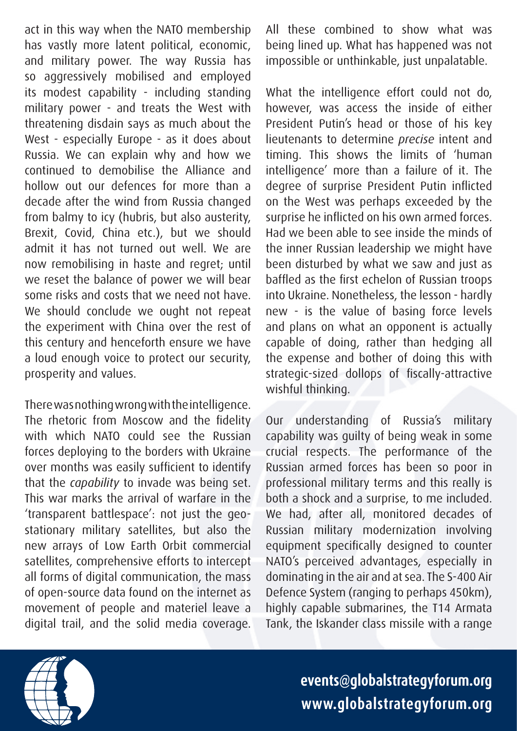act in this way when the NATO membership has vastly more latent political, economic, and military power. The way Russia has so aggressively mobilised and employed its modest capability - including standing military power - and treats the West with threatening disdain says as much about the West - especially Europe - as it does about Russia. We can explain why and how we continued to demobilise the Alliance and hollow out our defences for more than a decade after the wind from Russia changed from balmy to icy (hubris, but also austerity, Brexit, Covid, China etc.), but we should admit it has not turned out well. We are now remobilising in haste and regret; until we reset the balance of power we will bear some risks and costs that we need not have. We should conclude we ought not repeat the experiment with China over the rest of this century and henceforth ensure we have a loud enough voice to protect our security, prosperity and values.

There was nothing wrong with the intelligence. The rhetoric from Moscow and the fidelity with which NATO could see the Russian forces deploying to the borders with Ukraine over months was easily sufficient to identify that the *capability* to invade was being set. This war marks the arrival of warfare in the 'transparent battlespace': not just the geo-stationary military satellites, but also the new arrays of Low Earth Orbit commercial satellites, comprehensive efforts to intercept all forms of digital communication, the mass of open-source data found on the internet as movement of people and materiel leave a digital trail, and the solid media coverage. All these combined to show what was being lined up. What has happened was not impossible or unthinkable, just unpalatable.

What the intelligence effort could not do, however, was access the inside of either President Putin's head or those of his key lieutenants to determine *precise* intent and timing. This shows the limits of 'human intelligence' more than a failure of it. The degree of surprise President Putin inflicted on the West was perhaps exceeded by the surprise he inflicted on his own armed forces. Had we been able to see inside the minds of the inner Russian leadership we might have been disturbed by what we saw and just as baffled as the first echelon of Russian troops into Ukraine. Nonetheless, the lesson - hardly new - is the value of basing force levels and plans on what an opponent is actually capable of doing, rather than hedging all the expense and bother of doing this with strategic-sized dollops of fiscally-attractive wishful thinking.

Our understanding of Russia's military capability was guilty of being weak in some crucial respects. The performance of the Russian armed forces has been so poor in professional military terms and this really is both a shock and a surprise, to me included. We had, after all, monitored decades of Russian military modernization involving equipment specifically designed to counter NATO's perceived advantages, especially in dominating in the air and at sea. The S-400 Air Defence System (ranging to perhaps 450km), highly capable submarines, the T14 Armata Tank, the Iskander class missile with a range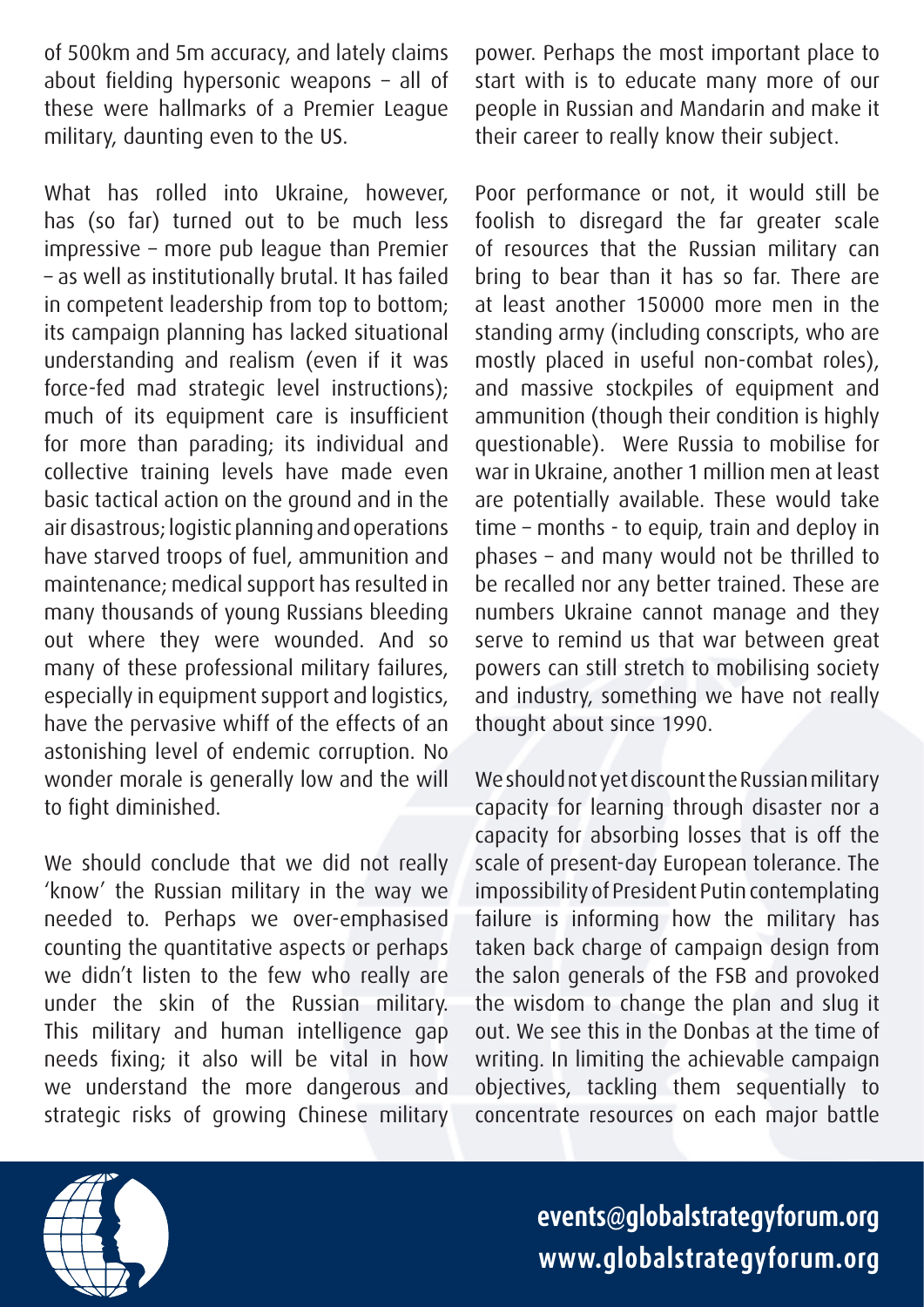of 500km and 5m accuracy, and lately claims about fielding hypersonic weapons – all of these were hallmarks of a Premier League military, daunting even to the US.

What has rolled into Ukraine, however, has (so far) turned out to be much less impressive – more pub league than Premier – as well as institutionally brutal. It has failed in competent leadership from top to bottom; its campaign planning has lacked situational understanding and realism (even if it was force-fed mad strategic level instructions); much of its equipment care is insufficient for more than parading; its individual and collective training levels have made even basic tactical action on the ground and in the air disastrous; logistic planning and operations have starved troops of fuel, ammunition and maintenance; medical support has resulted in many thousands of young Russians bleeding out where they were wounded. And so many of these professional military failures, especially in equipment support and logistics, have the pervasive whiff of the effects of an astonishing level of endemic corruption. No wonder morale is generally low and the will to fight diminished.

We should conclude that we did not really 'know' the Russian military in the way we needed to. Perhaps we over-emphasised counting the quantitative aspects or perhaps we didn't listen to the few who really are under the skin of the Russian military. This military and human intelligence gap needs fixing; it also will be vital in how we understand the more dangerous and strategic risks of growing Chinese military power. Perhaps the most important place to start with is to educate many more of our people in Russian and Mandarin and make it their career to really know their subject.

Poor performance or not, it would still be foolish to disregard the far greater scale of resources that the Russian military can bring to bear than it has so far. There are at least another 150000 more men in the standing army (including conscripts, who are mostly placed in useful non-combat roles), and massive stockpiles of equipment and ammunition (though their condition is highly questionable). Were Russia to mobilise for war in Ukraine, another 1 million men at least are potentially available. These would take time – months - to equip, train and deploy in phases – and many would not be thrilled to be recalled nor any better trained. These are numbers Ukraine cannot manage and they serve to remind us that war between great powers can still stretch to mobilising society and industry, something we have not really thought about since 1990.

We should not yet discount the Russian military capacity for learning through disaster nor a capacity for absorbing losses that is off the scale of present-day European tolerance. The impossibility of President Putin contemplating failure is informing how the military has taken back charge of campaign design from the salon generals of the FSB and provoked the wisdom to change the plan and slug it out. We see this in the Donbas at the time of writing. In limiting the achievable campaign objectives, tackling them sequentially to concentrate resources on each major battle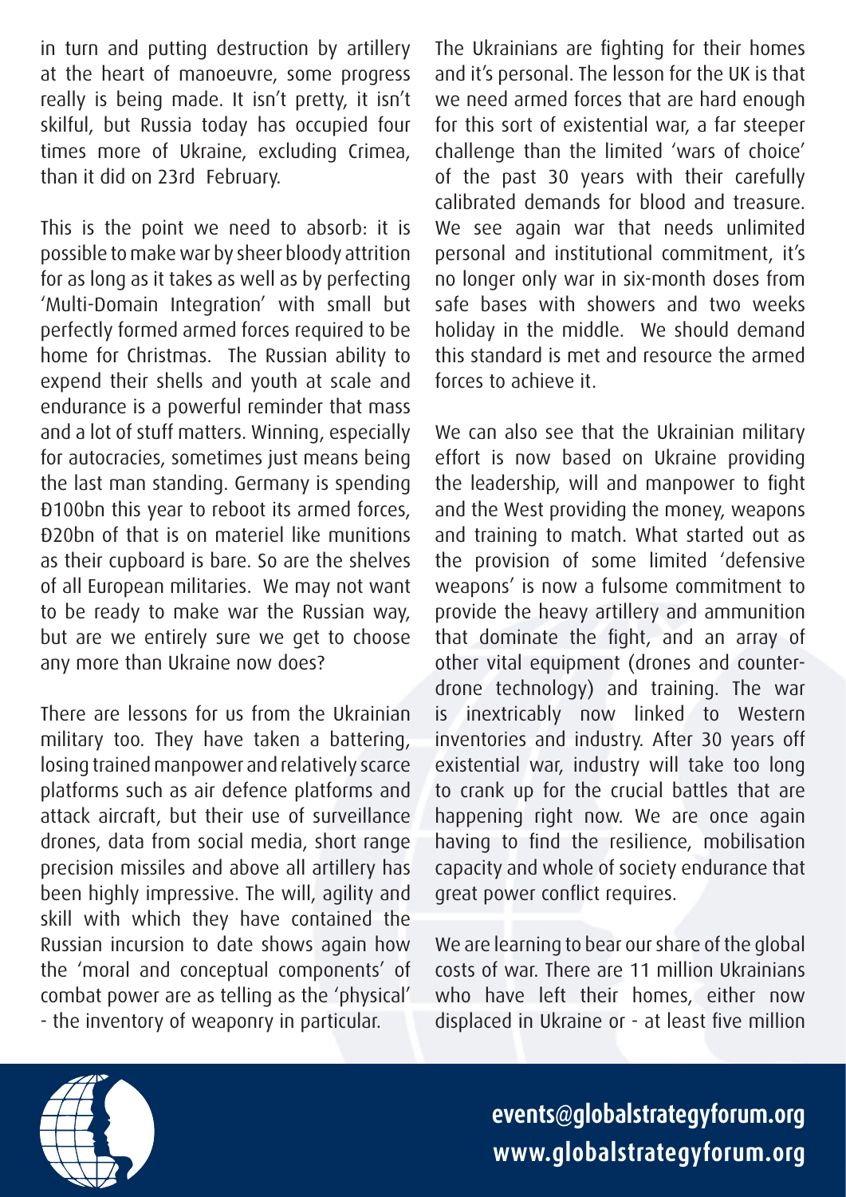in turn and putting destruction by artillery at the heart of manoeuvre, some progress really is being made. It isn't pretty, it isn't skilful, but Russia today has occupied four times more of Ukraine, excluding Crimea, than it did on 23rd February.

This is the point we need to absorb: it is possible to make war by sheer bloody attrition for as long as it takes as well as by perfecting 'Multi-Domain Integration' with small but perfectly formed armed forces required to be home for Christmas. The Russian ability to expend their shells and youth at scale and endurance is a powerful reminder that mass and a lot of stuff matters. Winning, especially for autocracies, sometimes just means being the last man standing. Germany is spending Ð100bn this year to reboot its armed forces, Ð20bn of that is on materiel like munitions as their cupboard is bare. So are the shelves of all European militaries. We may not want to be ready to make war the Russian way, but are we entirely sure we get to choose any more than Ukraine now does?

There are lessons for us from the Ukrainian military too. They have taken a battering, losing trained manpower and relatively scarce platforms such as air defence platforms and attack aircraft, but their use of surveillance drones, data from social media, short range precision missiles and above all artillery has been highly impressive. The will, agility and skill with which they have contained the Russian incursion to date shows again how the 'moral and conceptual components' of combat power are as telling as the 'physical' - the inventory of weaponry in particular.

The Ukrainians are fighting for their homes and it's personal. The lesson for the UK is that we need armed forces that are hard enough for this sort of existential war, a far steeper challenge than the limited 'wars of choice' of the past 30 years with their carefully calibrated demands for blood and treasure. We see again war that needs unlimited personal and institutional commitment, it's no longer only war in six-month doses from safe bases with showers and two weeks holiday in the middle. We should demand this standard is met and resource the armed forces to achieve it.

We can also see that the Ukrainian military effort is now based on Ukraine providing the leadership, will and manpower to fight and the West providing the money, weapons and training to match. What started out as the provision of some limited 'defensive weapons' is now a fulsome commitment to provide the heavy artillery and ammunition that dominate the fight, and an array of other vital equipment (drones and counter-drone technology) and training. The war is inextricably now linked to Western inventories and industry. After 30 years off existential war, industry will take too long to crank up for the crucial battles that are happening right now. We are once again having to find the resilience, mobilisation capacity and whole of society endurance that great power conflict requires.

We are learning to bear our share of the global costs of war. There are 11 million Ukrainians who have left their homes, either now displaced in Ukraine or - at least five million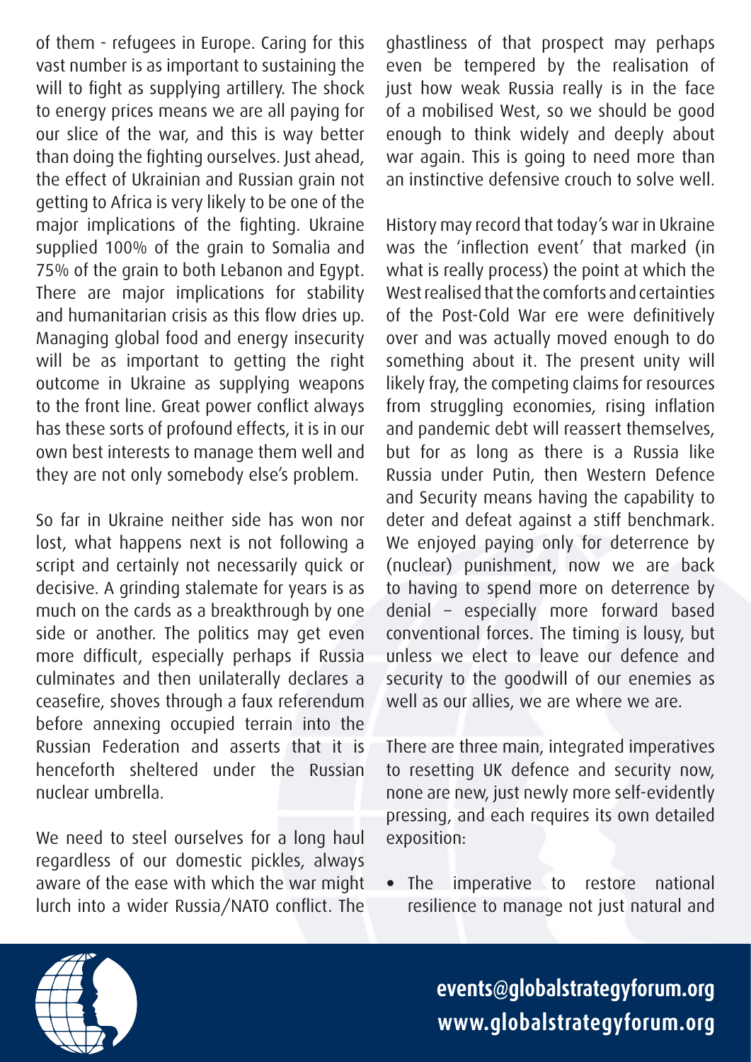of them - refugees in Europe. Caring for this vast number is as important to sustaining the will to fight as supplying artillery. The shock to energy prices means we are all paying for our slice of the war, and this is way better than doing the fighting ourselves. Just ahead, the effect of Ukrainian and Russian grain not getting to Africa is very likely to be one of the major implications of the fighting. Ukraine supplied 100% of the grain to Somalia and 75% of the grain to both Lebanon and Egypt. There are major implications for stability and humanitarian crisis as this flow dries up. Managing global food and energy insecurity will be as important to getting the right outcome in Ukraine as supplying weapons to the front line. Great power conflict always has these sorts of profound effects, it is in our own best interests to manage them well and they are not only somebody else's problem.

So far in Ukraine neither side has won nor lost, what happens next is not following a script and certainly not necessarily quick or decisive. A grinding stalemate for years is as much on the cards as a breakthrough by one side or another. The politics may get even more difficult, especially perhaps if Russia culminates and then unilaterally declares a ceasefire, shoves through a faux referendum before annexing occupied terrain into the Russian Federation and asserts that it is henceforth sheltered under the Russian nuclear umbrella.

We need to steel ourselves for a long haul regardless of our domestic pickles, always aware of the ease with which the war might lurch into a wider Russia/NATO conflict. The ghastliness of that prospect may perhaps even be tempered by the realisation of just how weak Russia really is in the face of a mobilised West, so we should be good enough to think widely and deeply about war again. This is going to need more than an instinctive defensive crouch to solve well.

History may record that today's war in Ukraine was the 'inflection event' that marked (in what is really process) the point at which the West realised that the comforts and certainties of the Post-Cold War ere were definitively over and was actually moved enough to do something about it. The present unity will likely fray, the competing claims for resources from struggling economies, rising inflation and pandemic debt will reassert themselves, but for as long as there is a Russia like Russia under Putin, then Western Defence and Security means having the capability to deter and defeat against a stiff benchmark. We enjoyed paying only for deterrence by (nuclear) punishment, now we are back to having to spend more on deterrence by denial – especially more forward based conventional forces. The timing is lousy, but unless we elect to leave our defence and security to the goodwill of our enemies as well as our allies, we are where we are.

There are three main, integrated imperatives to resetting UK defence and security now, none are new, just newly more self-evidently pressing, and each requires its own detailed exposition:

- The imperative to restore national resilience to manage not just natural and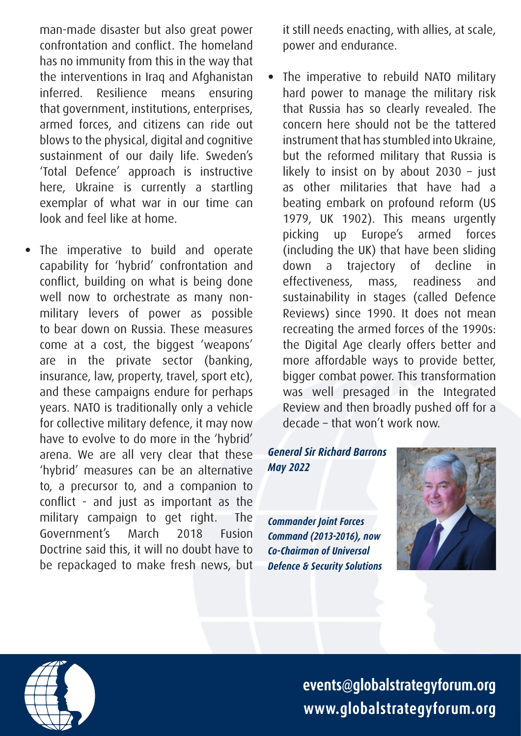man-made disaster but also great power confrontation and conflict. The homeland has no immunity from this in the way that the interventions in Iraq and Afghanistan inferred. Resilience means ensuring that government, institutions, enterprises, armed forces, and citizens can ride out blows to the physical, digital and cognitive sustainment of our daily life. Sweden's 'Total Defence' approach is instructive here, Ukraine is currently a startling exemplar of what war in our time can look and feel like at home.

- The imperative to build and operate capability for 'hybrid' confrontation and conflict, building on what is being done well now to orchestrate as many non-military levers of power as possible to bear down on Russia. These measures come at a cost, the biggest 'weapons' are in the private sector (banking, insurance, law, property, travel, sport etc), and these campaigns endure for perhaps years. NATO is traditionally only a vehicle for collective military defence, it may now have to evolve to do more in the 'hybrid' arena. We are all very clear that these 'hybrid' measures can be an alternative to, a precursor to, and a companion to conflict - and just as important as the military campaign to get right. The Government's March 2018 Fusion Doctrine said this, it will no doubt have to be repackaged to make fresh news, but it still needs enacting, with allies, at scale, power and endurance.

- The imperative to rebuild NATO military hard power to manage the military risk that Russia has so clearly revealed. The concern here should not be the tattered instrument that has stumbled into Ukraine, but the reformed military that Russia is likely to insist on by about 2030 – just as other militaries that have had a beating embark on profound reform (US 1979, UK 1902). This means urgently picking up Europe's armed forces (including the UK) that have been sliding down a trajectory of decline in effectiveness, mass, readiness and sustainability in stages (called Defence Reviews) since 1990. It does not mean recreating the armed forces of the 1990s: the Digital Age clearly offers better and more affordable ways to provide better, bigger combat power. This transformation was well presaged in the Integrated Review and then broadly pushed off for a decade – that won't work now.

***General Sir Richard Barrons***
***May 2022***

***Commander Joint Forces Command (2013-2016), now Co-Chairman of Universal Defence & Security Solutions***

events@globalstrategyforum.org
www.globalstrategyforum.org